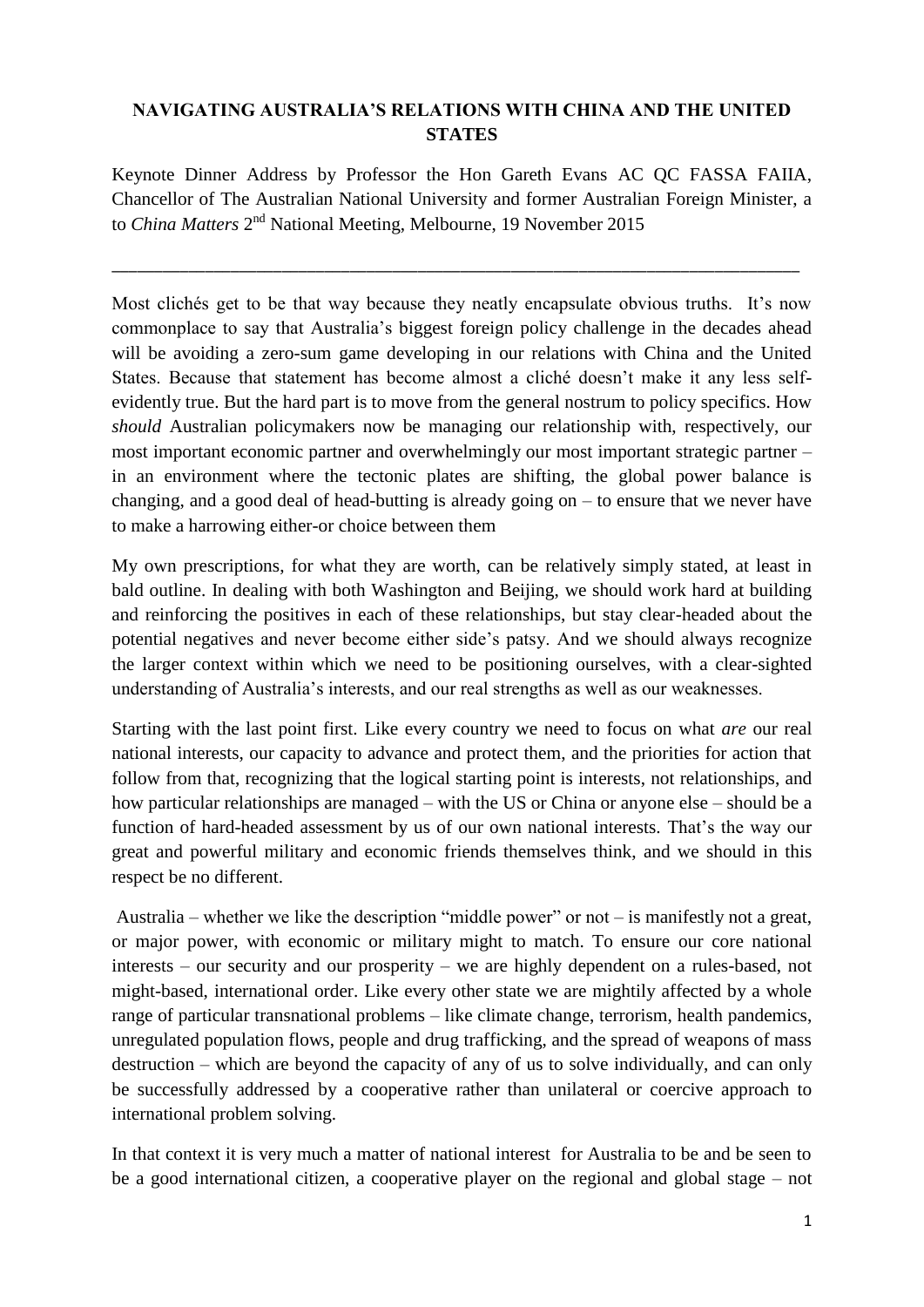**NAVIGATING AUSTRALIA'S RELATIONS WITH CHINA AND THE UNITED STATES**

Keynote Dinner Address by Professor the Hon Gareth Evans AC QC FASSA FAIIA, Chancellor of The Australian National University and former Australian Foreign Minister, a to *China Matters* 2nd National Meeting, Melbourne, 19 November 2015

---

Most clichés get to be that way because they neatly encapsulate obvious truths. It's now commonplace to say that Australia's biggest foreign policy challenge in the decades ahead will be avoiding a zero-sum game developing in our relations with China and the United States. Because that statement has become almost a cliché doesn't make it any less self-evidently true. But the hard part is to move from the general nostrum to policy specifics. How *should* Australian policymakers now be managing our relationship with, respectively, our most important economic partner and overwhelmingly our most important strategic partner – in an environment where the tectonic plates are shifting, the global power balance is changing, and a good deal of head-butting is already going on – to ensure that we never have to make a harrowing either-or choice between them

My own prescriptions, for what they are worth, can be relatively simply stated, at least in bald outline. In dealing with both Washington and Beijing, we should work hard at building and reinforcing the positives in each of these relationships, but stay clear-headed about the potential negatives and never become either side's patsy. And we should always recognize the larger context within which we need to be positioning ourselves, with a clear-sighted understanding of Australia's interests, and our real strengths as well as our weaknesses.

Starting with the last point first. Like every country we need to focus on what *are* our real national interests, our capacity to advance and protect them, and the priorities for action that follow from that, recognizing that the logical starting point is interests, not relationships, and how particular relationships are managed – with the US or China or anyone else – should be a function of hard-headed assessment by us of our own national interests. That's the way our great and powerful military and economic friends themselves think, and we should in this respect be no different.

Australia – whether we like the description "middle power" or not – is manifestly not a great, or major power, with economic or military might to match. To ensure our core national interests – our security and our prosperity – we are highly dependent on a rules-based, not might-based, international order. Like every other state we are mightily affected by a whole range of particular transnational problems – like climate change, terrorism, health pandemics, unregulated population flows, people and drug trafficking, and the spread of weapons of mass destruction – which are beyond the capacity of any of us to solve individually, and can only be successfully addressed by a cooperative rather than unilateral or coercive approach to international problem solving.

In that context it is very much a matter of national interest for Australia to be and be seen to be a good international citizen, a cooperative player on the regional and global stage – not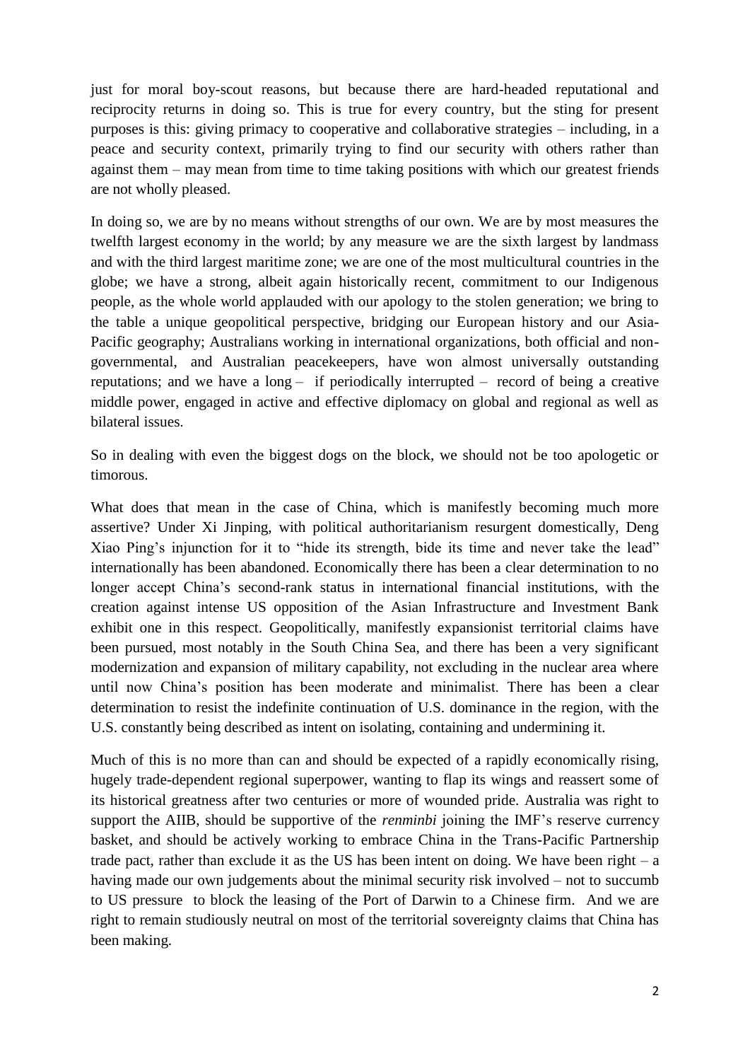just for moral boy-scout reasons, but because there are hard-headed reputational and reciprocity returns in doing so. This is true for every country, but the sting for present purposes is this: giving primacy to cooperative and collaborative strategies – including, in a peace and security context, primarily trying to find our security with others rather than against them – may mean from time to time taking positions with which our greatest friends are not wholly pleased.

In doing so, we are by no means without strengths of our own. We are by most measures the twelfth largest economy in the world; by any measure we are the sixth largest by landmass and with the third largest maritime zone; we are one of the most multicultural countries in the globe; we have a strong, albeit again historically recent, commitment to our Indigenous people, as the whole world applauded with our apology to the stolen generation; we bring to the table a unique geopolitical perspective, bridging our European history and our Asia-Pacific geography; Australians working in international organizations, both official and non-governmental, and Australian peacekeepers, have won almost universally outstanding reputations; and we have a long – if periodically interrupted – record of being a creative middle power, engaged in active and effective diplomacy on global and regional as well as bilateral issues.

So in dealing with even the biggest dogs on the block, we should not be too apologetic or timorous.

What does that mean in the case of China, which is manifestly becoming much more assertive? Under Xi Jinping, with political authoritarianism resurgent domestically, Deng Xiao Ping's injunction for it to "hide its strength, bide its time and never take the lead" internationally has been abandoned. Economically there has been a clear determination to no longer accept China's second-rank status in international financial institutions, with the creation against intense US opposition of the Asian Infrastructure and Investment Bank exhibit one in this respect. Geopolitically, manifestly expansionist territorial claims have been pursued, most notably in the South China Sea, and there has been a very significant modernization and expansion of military capability, not excluding in the nuclear area where until now China's position has been moderate and minimalist. There has been a clear determination to resist the indefinite continuation of U.S. dominance in the region, with the U.S. constantly being described as intent on isolating, containing and undermining it.

Much of this is no more than can and should be expected of a rapidly economically rising, hugely trade-dependent regional superpower, wanting to flap its wings and reassert some of its historical greatness after two centuries or more of wounded pride. Australia was right to support the AIIB, should be supportive of the *renminbi* joining the IMF's reserve currency basket, and should be actively working to embrace China in the Trans-Pacific Partnership trade pact, rather than exclude it as the US has been intent on doing. We have been right – a having made our own judgements about the minimal security risk involved – not to succumb to US pressure to block the leasing of the Port of Darwin to a Chinese firm. And we are right to remain studiously neutral on most of the territorial sovereignty claims that China has been making.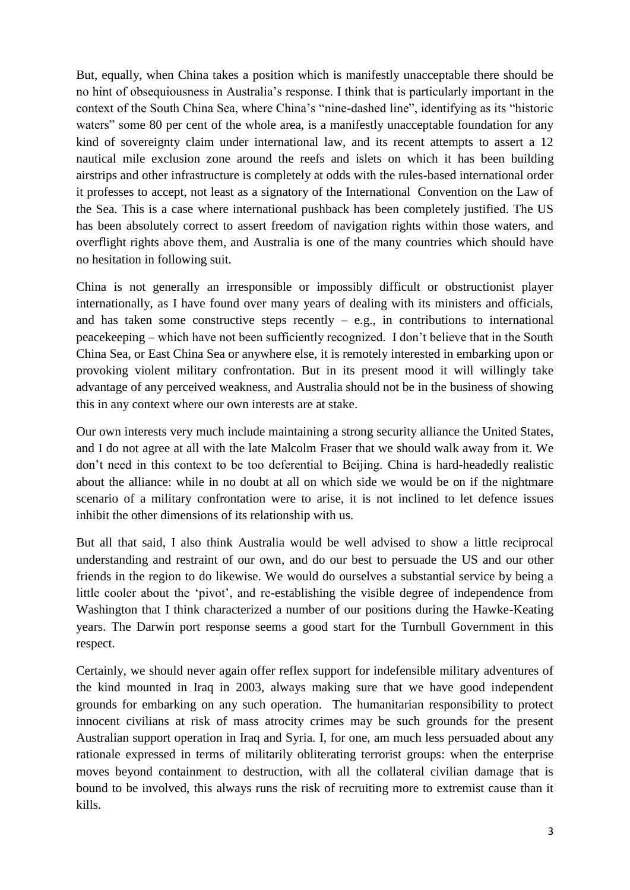But, equally, when China takes a position which is manifestly unacceptable there should be no hint of obsequiousness in Australia's response. I think that is particularly important in the context of the South China Sea, where China's "nine-dashed line", identifying as its "historic waters" some 80 per cent of the whole area, is a manifestly unacceptable foundation for any kind of sovereignty claim under international law, and its recent attempts to assert a 12 nautical mile exclusion zone around the reefs and islets on which it has been building airstrips and other infrastructure is completely at odds with the rules-based international order it professes to accept, not least as a signatory of the International Convention on the Law of the Sea. This is a case where international pushback has been completely justified. The US has been absolutely correct to assert freedom of navigation rights within those waters, and overflight rights above them, and Australia is one of the many countries which should have no hesitation in following suit.

China is not generally an irresponsible or impossibly difficult or obstructionist player internationally, as I have found over many years of dealing with its ministers and officials, and has taken some constructive steps recently – e.g., in contributions to international peacekeeping – which have not been sufficiently recognized. I don't believe that in the South China Sea, or East China Sea or anywhere else, it is remotely interested in embarking upon or provoking violent military confrontation. But in its present mood it will willingly take advantage of any perceived weakness, and Australia should not be in the business of showing this in any context where our own interests are at stake.

Our own interests very much include maintaining a strong security alliance the United States, and I do not agree at all with the late Malcolm Fraser that we should walk away from it. We don't need in this context to be too deferential to Beijing. China is hard-headedly realistic about the alliance: while in no doubt at all on which side we would be on if the nightmare scenario of a military confrontation were to arise, it is not inclined to let defence issues inhibit the other dimensions of its relationship with us.

But all that said, I also think Australia would be well advised to show a little reciprocal understanding and restraint of our own, and do our best to persuade the US and our other friends in the region to do likewise. We would do ourselves a substantial service by being a little cooler about the 'pivot', and re-establishing the visible degree of independence from Washington that I think characterized a number of our positions during the Hawke-Keating years. The Darwin port response seems a good start for the Turnbull Government in this respect.

Certainly, we should never again offer reflex support for indefensible military adventures of the kind mounted in Iraq in 2003, always making sure that we have good independent grounds for embarking on any such operation. The humanitarian responsibility to protect innocent civilians at risk of mass atrocity crimes may be such grounds for the present Australian support operation in Iraq and Syria. I, for one, am much less persuaded about any rationale expressed in terms of militarily obliterating terrorist groups: when the enterprise moves beyond containment to destruction, with all the collateral civilian damage that is bound to be involved, this always runs the risk of recruiting more to extremist cause than it kills.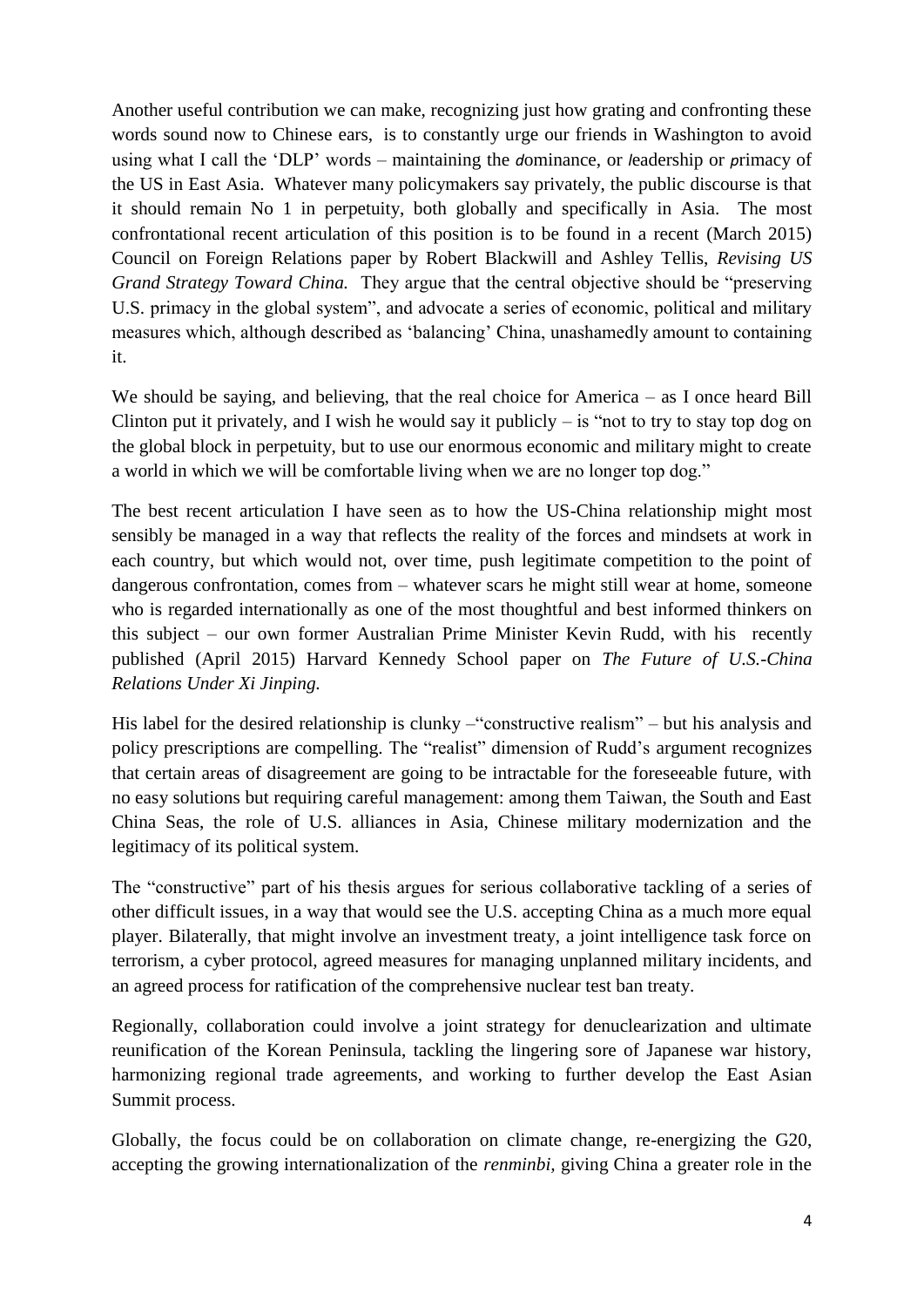Another useful contribution we can make, recognizing just how grating and confronting these words sound now to Chinese ears, is to constantly urge our friends in Washington to avoid using what I call the 'DLP' words – maintaining the *d*ominance, or *l*eadership or *p*rimacy of the US in East Asia. Whatever many policymakers say privately, the public discourse is that it should remain No 1 in perpetuity, both globally and specifically in Asia. The most confrontational recent articulation of this position is to be found in a recent (March 2015) Council on Foreign Relations paper by Robert Blackwill and Ashley Tellis, *Revising US Grand Strategy Toward China.* They argue that the central objective should be "preserving U.S. primacy in the global system", and advocate a series of economic, political and military measures which, although described as 'balancing' China, unashamedly amount to containing it.

We should be saying, and believing, that the real choice for America – as I once heard Bill Clinton put it privately, and I wish he would say it publicly – is "not to try to stay top dog on the global block in perpetuity, but to use our enormous economic and military might to create a world in which we will be comfortable living when we are no longer top dog."

The best recent articulation I have seen as to how the US-China relationship might most sensibly be managed in a way that reflects the reality of the forces and mindsets at work in each country, but which would not, over time, push legitimate competition to the point of dangerous confrontation, comes from – whatever scars he might still wear at home, someone who is regarded internationally as one of the most thoughtful and best informed thinkers on this subject – our own former Australian Prime Minister Kevin Rudd, with his recently published (April 2015) Harvard Kennedy School paper on *The Future of U.S.-China Relations Under Xi Jinping.*

His label for the desired relationship is clunky –"constructive realism" – but his analysis and policy prescriptions are compelling. The "realist" dimension of Rudd's argument recognizes that certain areas of disagreement are going to be intractable for the foreseeable future, with no easy solutions but requiring careful management: among them Taiwan, the South and East China Seas, the role of U.S. alliances in Asia, Chinese military modernization and the legitimacy of its political system.

The "constructive" part of his thesis argues for serious collaborative tackling of a series of other difficult issues, in a way that would see the U.S. accepting China as a much more equal player. Bilaterally, that might involve an investment treaty, a joint intelligence task force on terrorism, a cyber protocol, agreed measures for managing unplanned military incidents, and an agreed process for ratification of the comprehensive nuclear test ban treaty.

Regionally, collaboration could involve a joint strategy for denuclearization and ultimate reunification of the Korean Peninsula, tackling the lingering sore of Japanese war history, harmonizing regional trade agreements, and working to further develop the East Asian Summit process.

Globally, the focus could be on collaboration on climate change, re-energizing the G20, accepting the growing internationalization of the *renminbi*, giving China a greater role in the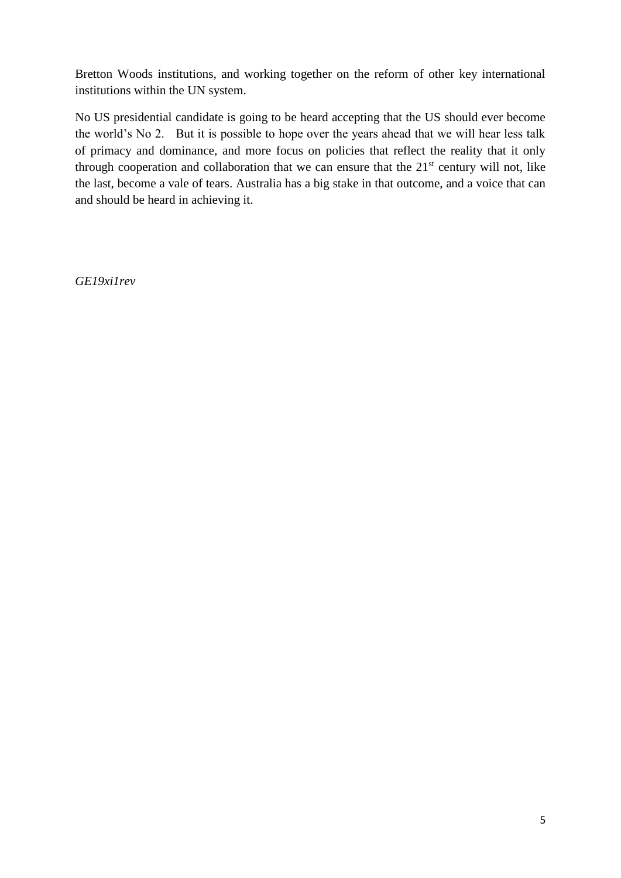Bretton Woods institutions, and working together on the reform of other key international institutions within the UN system.

No US presidential candidate is going to be heard accepting that the US should ever become the world's No 2. But it is possible to hope over the years ahead that we will hear less talk of primacy and dominance, and more focus on policies that reflect the reality that it only through cooperation and collaboration that we can ensure that the 21st century will not, like the last, become a vale of tears. Australia has a big stake in that outcome, and a voice that can and should be heard in achieving it.

*GE19xi1rev*